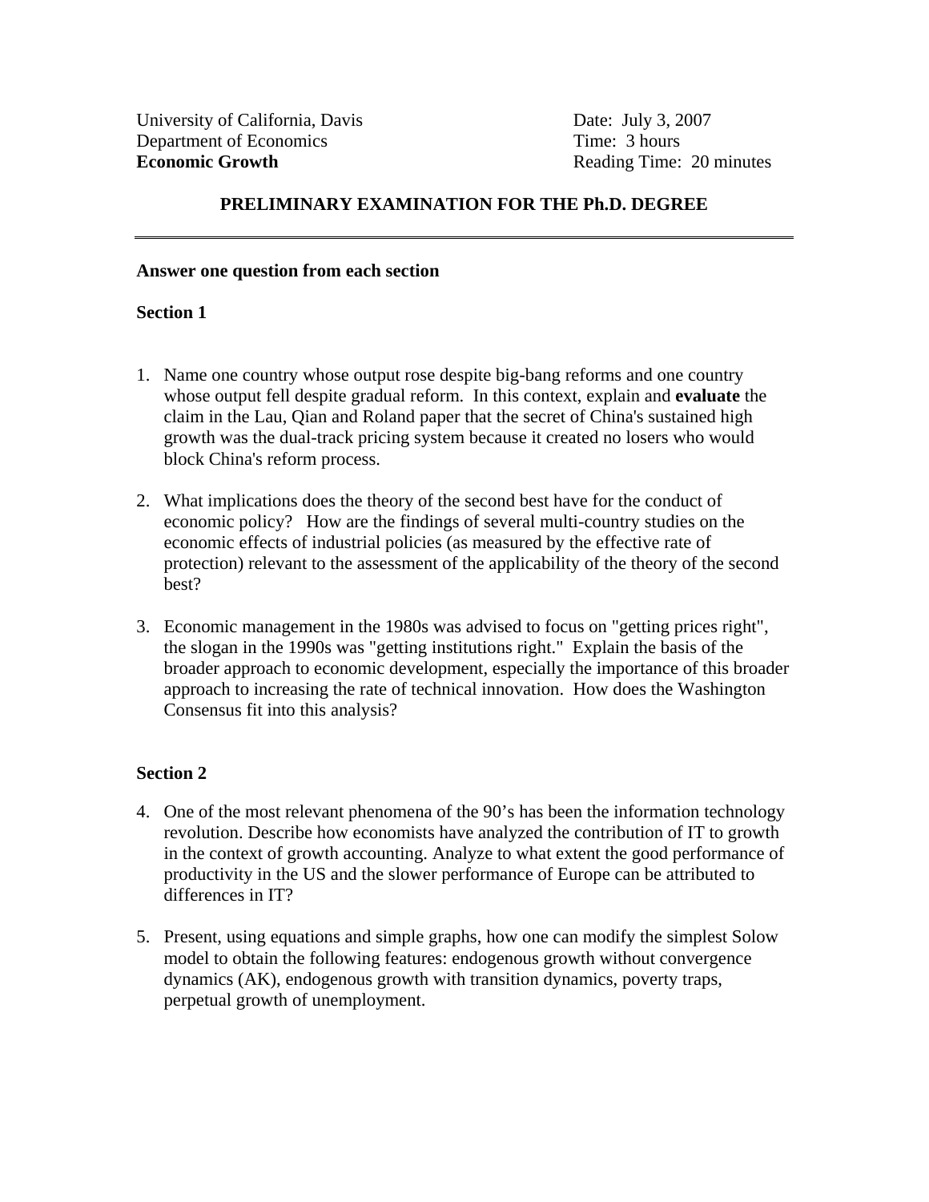University of California, Davis
Department of Economics
**Economic Growth**

Date: July 3, 2007
Time: 3 hours
Reading Time: 20 minutes

## PRELIMINARY EXAMINATION FOR THE Ph.D. DEGREE

---

**Answer one question from each section**

**Section 1**

1. Name one country whose output rose despite big-bang reforms and one country whose output fell despite gradual reform. In this context, explain and **evaluate** the claim in the Lau, Qian and Roland paper that the secret of China's sustained high growth was the dual-track pricing system because it created no losers who would block China's reform process.

2. What implications does the theory of the second best have for the conduct of economic policy? How are the findings of several multi-country studies on the economic effects of industrial policies (as measured by the effective rate of protection) relevant to the assessment of the applicability of the theory of the second best?

3. Economic management in the 1980s was advised to focus on "getting prices right", the slogan in the 1990s was "getting institutions right." Explain the basis of the broader approach to economic development, especially the importance of this broader approach to increasing the rate of technical innovation. How does the Washington Consensus fit into this analysis?

**Section 2**

4. One of the most relevant phenomena of the 90's has been the information technology revolution. Describe how economists have analyzed the contribution of IT to growth in the context of growth accounting. Analyze to what extent the good performance of productivity in the US and the slower performance of Europe can be attributed to differences in IT?

5. Present, using equations and simple graphs, how one can modify the simplest Solow model to obtain the following features: endogenous growth without convergence dynamics (AK), endogenous growth with transition dynamics, poverty traps, perpetual growth of unemployment.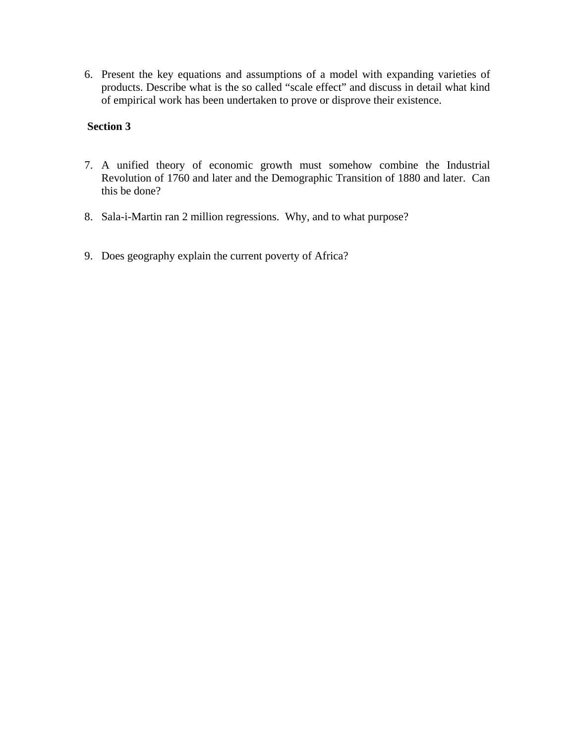6. Present the key equations and assumptions of a model with expanding varieties of products. Describe what is the so called "scale effect" and discuss in detail what kind of empirical work has been undertaken to prove or disprove their existence.

**Section 3**

7. A unified theory of economic growth must somehow combine the Industrial Revolution of 1760 and later and the Demographic Transition of 1880 and later. Can this be done?

8. Sala-i-Martin ran 2 million regressions. Why, and to what purpose?

9. Does geography explain the current poverty of Africa?